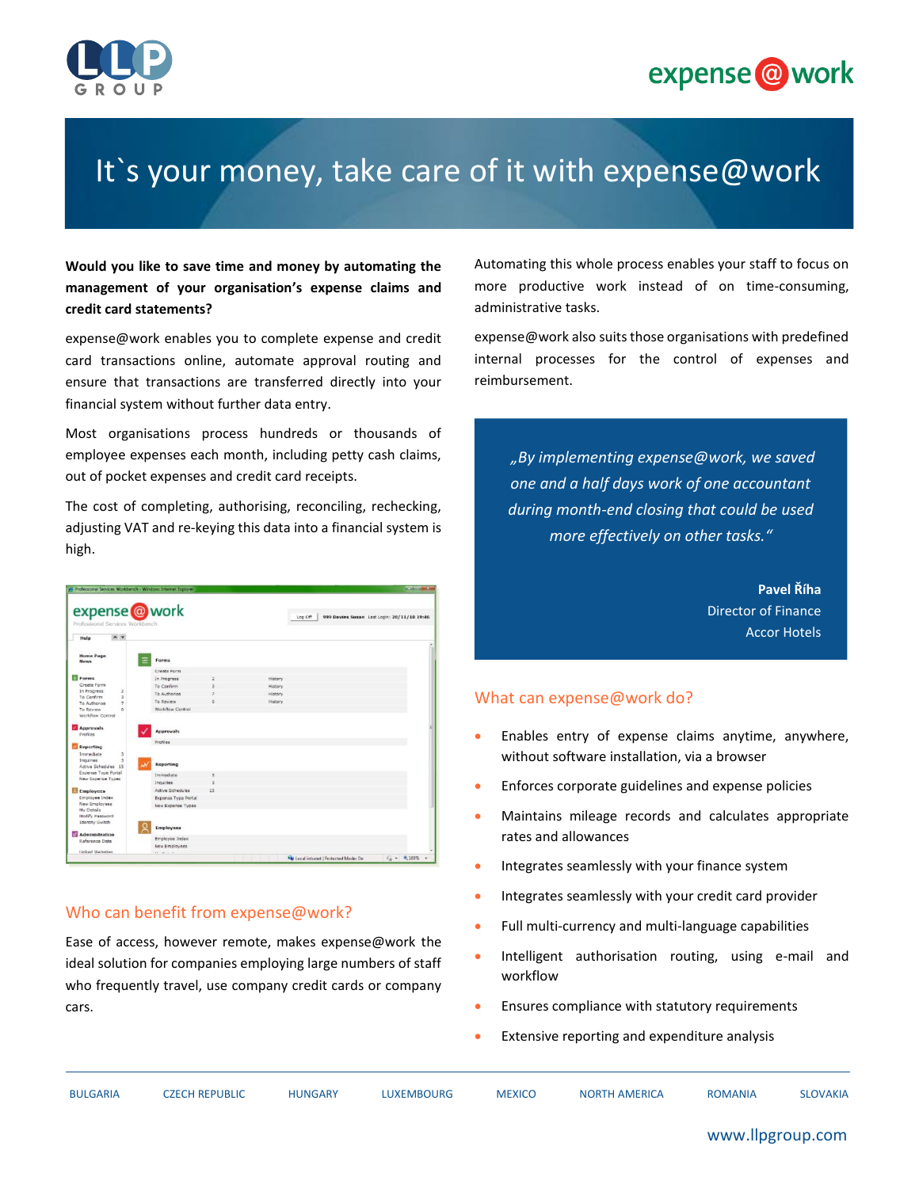# It`s your money, take care of it with expense@work

**Would you like to save time and money by automating the management of your organisation's expense claims and credit card statements?**

expense@work enables you to complete expense and credit card transactions online, automate approval routing and ensure that transactions are transferred directly into your financial system without further data entry.

Most organisations process hundreds or thousands of employee expenses each month, including petty cash claims, out of pocket expenses and credit card receipts.

The cost of completing, authorising, reconciling, rechecking, adjusting VAT and re-keying this data into a financial system is high.

## Who can benefit from expense@work?

Ease of access, however remote, makes expense@work the ideal solution for companies employing large numbers of staff who frequently travel, use company credit cards or company cars.

Automating this whole process enables your staff to focus on more productive work instead of on time-consuming, administrative tasks.

expense@work also suits those organisations with predefined internal processes for the control of expenses and reimbursement.

> *„By implementing expense@work, we saved one and a half days work of one accountant during month-end closing that could be used more effectively on other tasks."*
>
> **Pavel Říha**
> Director of Finance
> Accor Hotels

## What can expense@work do?

- Enables entry of expense claims anytime, anywhere, without software installation, via a browser
- Enforces corporate guidelines and expense policies
- Maintains mileage records and calculates appropriate rates and allowances
- Integrates seamlessly with your finance system
- Integrates seamlessly with your credit card provider
- Full multi-currency and multi-language capabilities
- Intelligent authorisation routing, using e-mail and workflow
- Ensures compliance with statutory requirements
- Extensive reporting and expenditure analysis

BULGARIA | CZECH REPUBLIC | HUNGARY | LUXEMBOURG | MEXICO | NORTH AMERICA | ROMANIA | SLOVAKIA

www.llpgroup.com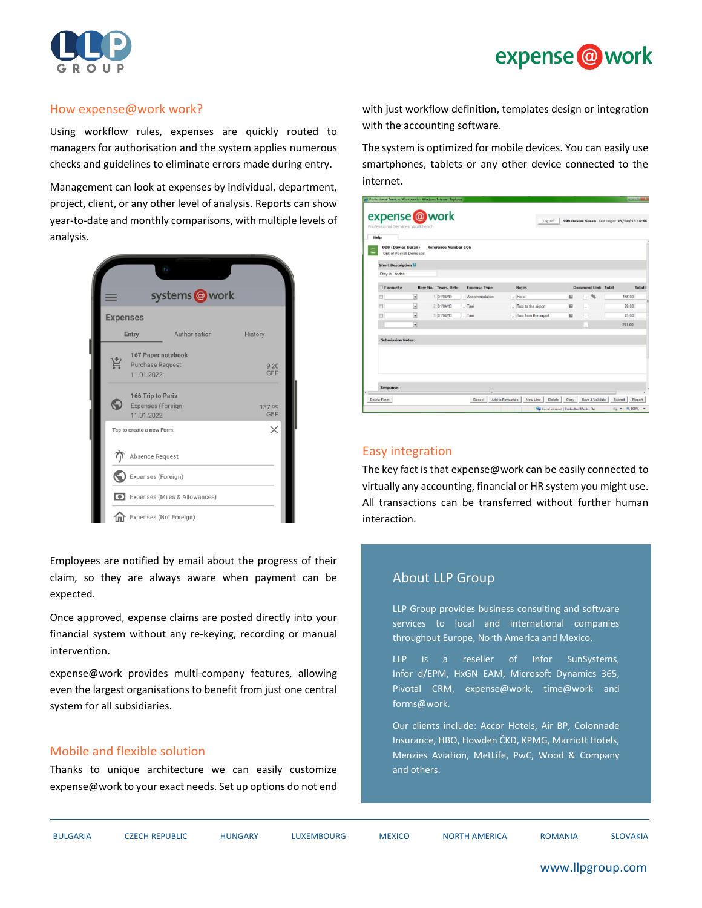## How expense@work work?

Using workflow rules, expenses are quickly routed to managers for authorisation and the system applies numerous checks and guidelines to eliminate errors made during entry.

Management can look at expenses by individual, department, project, client, or any other level of analysis. Reports can show year-to-date and monthly comparisons, with multiple levels of analysis.

Employees are notified by email about the progress of their claim, so they are always aware when payment can be expected.

Once approved, expense claims are posted directly into your financial system without any re-keying, recording or manual intervention.

expense@work provides multi-company features, allowing even the largest organisations to benefit from just one central system for all subsidiaries.

## Mobile and flexible solution

Thanks to unique architecture we can easily customize expense@work to your exact needs. Set up options do not end with just workflow definition, templates design or integration with the accounting software.

The system is optimized for mobile devices. You can easily use smartphones, tablets or any other device connected to the internet.

## Easy integration

The key fact is that expense@work can be easily connected to virtually any accounting, financial or HR system you might use. All transactions can be transferred without further human interaction.

## About LLP Group

LLP Group provides business consulting and software services to local and international companies throughout Europe, North America and Mexico.

LLP is a reseller of Infor SunSystems, Infor d/EPM, HxGN EAM, Microsoft Dynamics 365, Pivotal CRM, expense@work, time@work and forms@work.

Our clients include: Accor Hotels, Air BP, Colonnade Insurance, HBO, Howden ČKD, KPMG, Marriott Hotels, Menzies Aviation, MetLife, PwC, Wood & Company and others.

BULGARIA | CZECH REPUBLIC | HUNGARY | LUXEMBOURG | MEXICO | NORTH AMERICA | ROMANIA | SLOVAKIA

www.llpgroup.com